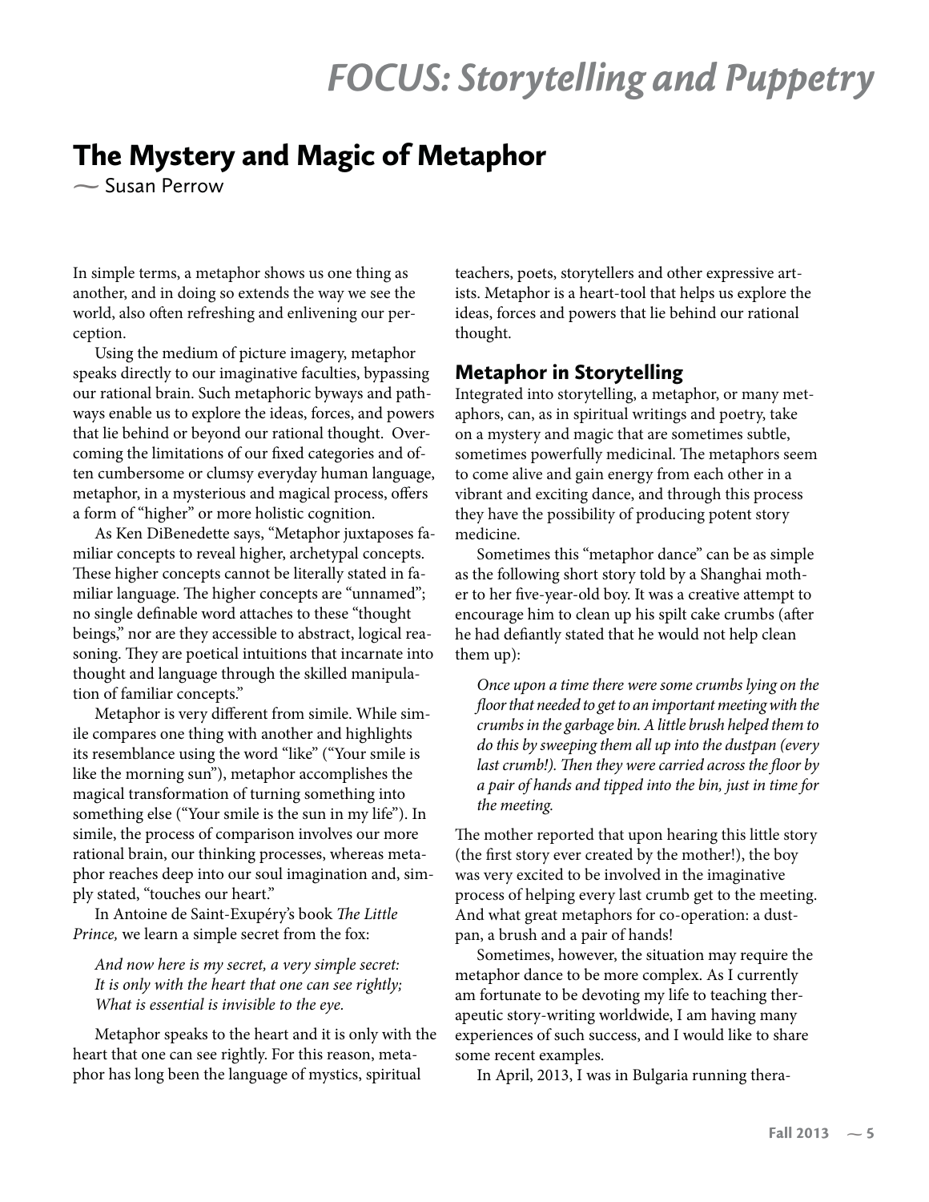# FOCUS: Storytelling and Puppetry

## The Mystery and Magic of Metaphor

— Susan Perrow

In simple terms, a metaphor shows us one thing as another, and in doing so extends the way we see the world, also often refreshing and enlivening our perception.

Using the medium of picture imagery, metaphor speaks directly to our imaginative faculties, bypassing our rational brain. Such metaphoric byways and pathways enable us to explore the ideas, forces, and powers that lie behind or beyond our rational thought. Overcoming the limitations of our fixed categories and often cumbersome or clumsy everyday human language, metaphor, in a mysterious and magical process, offers a form of "higher" or more holistic cognition.

As Ken DiBenedette says, "Metaphor juxtaposes familiar concepts to reveal higher, archetypal concepts. These higher concepts cannot be literally stated in familiar language. The higher concepts are "unnamed"; no single definable word attaches to these "thought beings," nor are they accessible to abstract, logical reasoning. They are poetical intuitions that incarnate into thought and language through the skilled manipulation of familiar concepts."

Metaphor is very different from simile. While simile compares one thing with another and highlights its resemblance using the word "like" ("Your smile is like the morning sun"), metaphor accomplishes the magical transformation of turning something into something else ("Your smile is the sun in my life"). In simile, the process of comparison involves our more rational brain, our thinking processes, whereas metaphor reaches deep into our soul imagination and, simply stated, "touches our heart."

In Antoine de Saint-Exupéry's book *The Little Prince,* we learn a simple secret from the fox:

> *And now here is my secret, a very simple secret:*
> *It is only with the heart that one can see rightly;*
> *What is essential is invisible to the eye.*

Metaphor speaks to the heart and it is only with the heart that one can see rightly. For this reason, metaphor has long been the language of mystics, spiritual teachers, poets, storytellers and other expressive artists. Metaphor is a heart-tool that helps us explore the ideas, forces and powers that lie behind our rational thought.

### Metaphor in Storytelling

Integrated into storytelling, a metaphor, or many metaphors, can, as in spiritual writings and poetry, take on a mystery and magic that are sometimes subtle, sometimes powerfully medicinal. The metaphors seem to come alive and gain energy from each other in a vibrant and exciting dance, and through this process they have the possibility of producing potent story medicine.

Sometimes this "metaphor dance" can be as simple as the following short story told by a Shanghai mother to her five-year-old boy. It was a creative attempt to encourage him to clean up his spilt cake crumbs (after he had defiantly stated that he would not help clean them up):

> *Once upon a time there were some crumbs lying on the floor that needed to get to an important meeting with the crumbs in the garbage bin. A little brush helped them to do this by sweeping them all up into the dustpan (every last crumb!). Then they were carried across the floor by a pair of hands and tipped into the bin, just in time for the meeting.*

The mother reported that upon hearing this little story (the first story ever created by the mother!), the boy was very excited to be involved in the imaginative process of helping every last crumb get to the meeting. And what great metaphors for co-operation: a dustpan, a brush and a pair of hands!

Sometimes, however, the situation may require the metaphor dance to be more complex. As I currently am fortunate to be devoting my life to teaching therapeutic story-writing worldwide, I am having many experiences of such success, and I would like to share some recent examples.

In April, 2013, I was in Bulgaria running thera-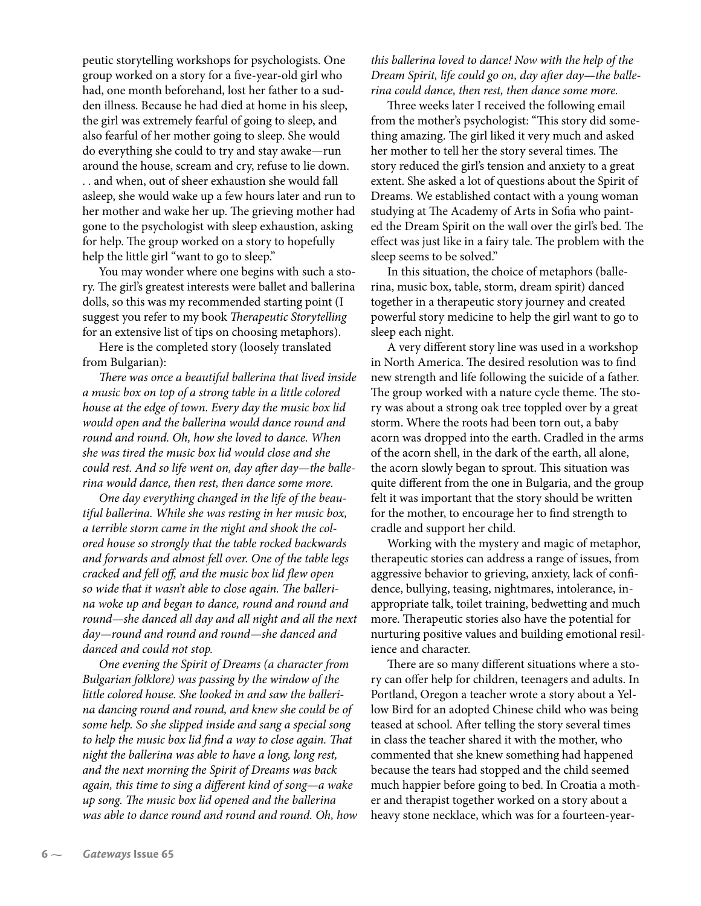peutic storytelling workshops for psychologists. One group worked on a story for a five-year-old girl who had, one month beforehand, lost her father to a sudden illness. Because he had died at home in his sleep, the girl was extremely fearful of going to sleep, and also fearful of her mother going to sleep. She would do everything she could to try and stay awake—run around the house, scream and cry, refuse to lie down. . . and when, out of sheer exhaustion she would fall asleep, she would wake up a few hours later and run to her mother and wake her up. The grieving mother had gone to the psychologist with sleep exhaustion, asking for help. The group worked on a story to hopefully help the little girl "want to go to sleep."

You may wonder where one begins with such a story. The girl's greatest interests were ballet and ballerina dolls, so this was my recommended starting point (I suggest you refer to my book *Therapeutic Storytelling* for an extensive list of tips on choosing metaphors).

Here is the completed story (loosely translated from Bulgarian):

*There was once a beautiful ballerina that lived inside a music box on top of a strong table in a little colored house at the edge of town. Every day the music box lid would open and the ballerina would dance round and round and round. Oh, how she loved to dance. When she was tired the music box lid would close and she could rest. And so life went on, day after day—the ballerina would dance, then rest, then dance some more.*

*One day everything changed in the life of the beautiful ballerina. While she was resting in her music box, a terrible storm came in the night and shook the colored house so strongly that the table rocked backwards and forwards and almost fell over. One of the table legs cracked and fell off, and the music box lid flew open so wide that it wasn't able to close again. The ballerina woke up and began to dance, round and round and round—she danced all day and all night and all the next day—round and round and round—she danced and danced and could not stop.*

*One evening the Spirit of Dreams (a character from Bulgarian folklore) was passing by the window of the little colored house. She looked in and saw the ballerina dancing round and round, and knew she could be of some help. So she slipped inside and sang a special song to help the music box lid find a way to close again. That night the ballerina was able to have a long, long rest, and the next morning the Spirit of Dreams was back again, this time to sing a different kind of song—a wake up song. The music box lid opened and the ballerina was able to dance round and round and round. Oh, how this ballerina loved to dance! Now with the help of the Dream Spirit, life could go on, day after day—the ballerina could dance, then rest, then dance some more.*

Three weeks later I received the following email from the mother's psychologist: "This story did something amazing. The girl liked it very much and asked her mother to tell her the story several times. The story reduced the girl's tension and anxiety to a great extent. She asked a lot of questions about the Spirit of Dreams. We established contact with a young woman studying at The Academy of Arts in Sofia who painted the Dream Spirit on the wall over the girl's bed. The effect was just like in a fairy tale. The problem with the sleep seems to be solved."

In this situation, the choice of metaphors (ballerina, music box, table, storm, dream spirit) danced together in a therapeutic story journey and created powerful story medicine to help the girl want to go to sleep each night.

A very different story line was used in a workshop in North America. The desired resolution was to find new strength and life following the suicide of a father. The group worked with a nature cycle theme. The story was about a strong oak tree toppled over by a great storm. Where the roots had been torn out, a baby acorn was dropped into the earth. Cradled in the arms of the acorn shell, in the dark of the earth, all alone, the acorn slowly began to sprout. This situation was quite different from the one in Bulgaria, and the group felt it was important that the story should be written for the mother, to encourage her to find strength to cradle and support her child.

Working with the mystery and magic of metaphor, therapeutic stories can address a range of issues, from aggressive behavior to grieving, anxiety, lack of confidence, bullying, teasing, nightmares, intolerance, inappropriate talk, toilet training, bedwetting and much more. Therapeutic stories also have the potential for nurturing positive values and building emotional resilience and character.

There are so many different situations where a story can offer help for children, teenagers and adults. In Portland, Oregon a teacher wrote a story about a Yellow Bird for an adopted Chinese child who was being teased at school. After telling the story several times in class the teacher shared it with the mother, who commented that she knew something had happened because the tears had stopped and the child seemed much happier before going to bed. In Croatia a mother and therapist together worked on a story about a heavy stone necklace, which was for a fourteen-year-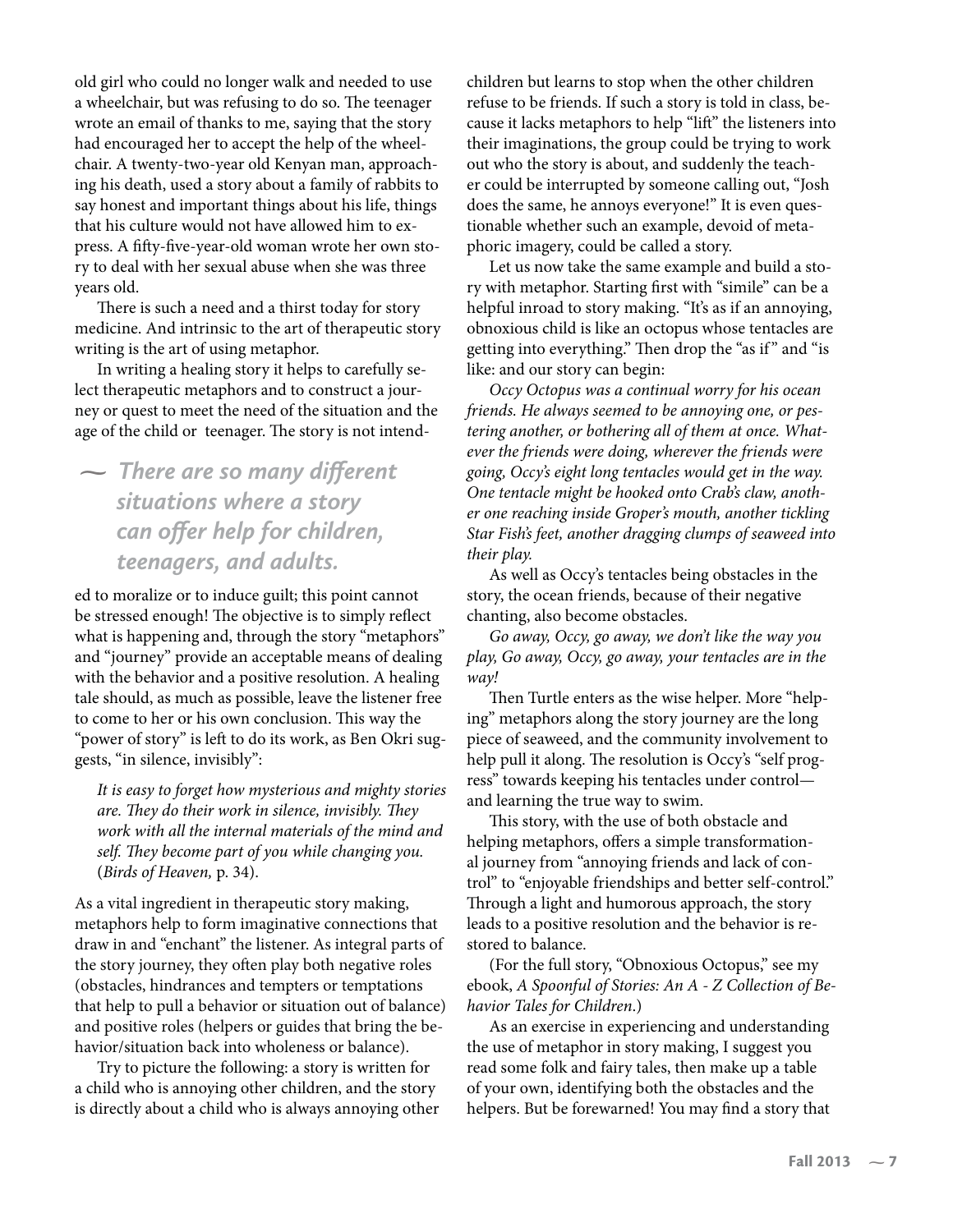old girl who could no longer walk and needed to use a wheelchair, but was refusing to do so. The teenager wrote an email of thanks to me, saying that the story had encouraged her to accept the help of the wheelchair. A twenty-two-year old Kenyan man, approaching his death, used a story about a family of rabbits to say honest and important things about his life, things that his culture would not have allowed him to express. A fifty-five-year-old woman wrote her own story to deal with her sexual abuse when she was three years old.

There is such a need and a thirst today for story medicine. And intrinsic to the art of therapeutic story writing is the art of using metaphor.

In writing a healing story it helps to carefully select therapeutic metaphors and to construct a journey or quest to meet the need of the situation and the age of the child or teenager. The story is not intended to moralize or to induce guilt; this point cannot be stressed enough! The objective is to simply reflect what is happening and, through the story "metaphors" and "journey" provide an acceptable means of dealing with the behavior and a positive resolution. A healing tale should, as much as possible, leave the listener free to come to her or his own conclusion. This way the "power of story" is left to do its work, as Ben Okri suggests, "in silence, invisibly":

> ***~ There are so many different situations where a story can offer help for children, teenagers, and adults.***

> *It is easy to forget how mysterious and mighty stories are. They do their work in silence, invisibly. They work with all the internal materials of the mind and self. They become part of you while changing you.* (*Birds of Heaven,* p. 34).

As a vital ingredient in therapeutic story making, metaphors help to form imaginative connections that draw in and "enchant" the listener. As integral parts of the story journey, they often play both negative roles (obstacles, hindrances and tempters or temptations that help to pull a behavior or situation out of balance) and positive roles (helpers or guides that bring the behavior/situation back into wholeness or balance).

Try to picture the following: a story is written for a child who is annoying other children, and the story is directly about a child who is always annoying other children but learns to stop when the other children refuse to be friends. If such a story is told in class, because it lacks metaphors to help "lift" the listeners into their imaginations, the group could be trying to work out who the story is about, and suddenly the teacher could be interrupted by someone calling out, "Josh does the same, he annoys everyone!" It is even questionable whether such an example, devoid of metaphoric imagery, could be called a story.

Let us now take the same example and build a story with metaphor. Starting first with "simile" can be a helpful inroad to story making. "It's as if an annoying, obnoxious child is like an octopus whose tentacles are getting into everything." Then drop the "as if" and "is like: and our story can begin:

*Occy Octopus was a continual worry for his ocean friends. He always seemed to be annoying one, or pestering another, or bothering all of them at once. Whatever the friends were doing, wherever the friends were going, Occy's eight long tentacles would get in the way. One tentacle might be hooked onto Crab's claw, another one reaching inside Groper's mouth, another tickling Star Fish's feet, another dragging clumps of seaweed into their play.*

As well as Occy's tentacles being obstacles in the story, the ocean friends, because of their negative chanting, also become obstacles.

*Go away, Occy, go away, we don't like the way you play, Go away, Occy, go away, your tentacles are in the way!*

Then Turtle enters as the wise helper. More "helping" metaphors along the story journey are the long piece of seaweed, and the community involvement to help pull it along. The resolution is Occy's "self progress" towards keeping his tentacles under control—and learning the true way to swim.

This story, with the use of both obstacle and helping metaphors, offers a simple transformational journey from "annoying friends and lack of control" to "enjoyable friendships and better self-control." Through a light and humorous approach, the story leads to a positive resolution and the behavior is restored to balance.

(For the full story, "Obnoxious Octopus," see my ebook, *A Spoonful of Stories: An A - Z Collection of Behavior Tales for Children*.)

As an exercise in experiencing and understanding the use of metaphor in story making, I suggest you read some folk and fairy tales, then make up a table of your own, identifying both the obstacles and the helpers. But be forewarned! You may find a story that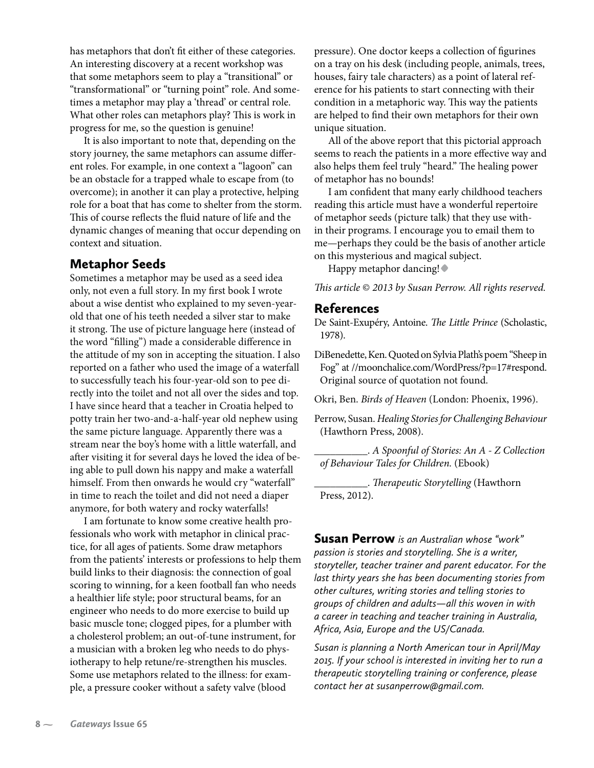has metaphors that don't fit either of these categories. An interesting discovery at a recent workshop was that some metaphors seem to play a "transitional" or "transformational" or "turning point" role. And sometimes a metaphor may play a 'thread' or central role. What other roles can metaphors play? This is work in progress for me, so the question is genuine!

It is also important to note that, depending on the story journey, the same metaphors can assume different roles. For example, in one context a "lagoon" can be an obstacle for a trapped whale to escape from (to overcome); in another it can play a protective, helping role for a boat that has come to shelter from the storm. This of course reflects the fluid nature of life and the dynamic changes of meaning that occur depending on context and situation.

## Metaphor Seeds

Sometimes a metaphor may be used as a seed idea only, not even a full story. In my first book I wrote about a wise dentist who explained to my seven-year-old that one of his teeth needed a silver star to make it strong. The use of picture language here (instead of the word "filling") made a considerable difference in the attitude of my son in accepting the situation. I also reported on a father who used the image of a waterfall to successfully teach his four-year-old son to pee directly into the toilet and not all over the sides and top. I have since heard that a teacher in Croatia helped to potty train her two-and-a-half-year old nephew using the same picture language. Apparently there was a stream near the boy's home with a little waterfall, and after visiting it for several days he loved the idea of being able to pull down his nappy and make a waterfall himself. From then onwards he would cry "waterfall" in time to reach the toilet and did not need a diaper anymore, for both watery and rocky waterfalls!

I am fortunate to know some creative health professionals who work with metaphor in clinical practice, for all ages of patients. Some draw metaphors from the patients' interests or professions to help them build links to their diagnosis: the connection of goal scoring to winning, for a keen football fan who needs a healthier life style; poor structural beams, for an engineer who needs to do more exercise to build up basic muscle tone; clogged pipes, for a plumber with a cholesterol problem; an out-of-tune instrument, for a musician with a broken leg who needs to do physiotherapy to help retune/re-strengthen his muscles. Some use metaphors related to the illness: for example, a pressure cooker without a safety valve (blood pressure). One doctor keeps a collection of figurines on a tray on his desk (including people, animals, trees, houses, fairy tale characters) as a point of lateral reference for his patients to start connecting with their condition in a metaphoric way. This way the patients are helped to find their own metaphors for their own unique situation.

All of the above report that this pictorial approach seems to reach the patients in a more effective way and also helps them feel truly "heard." The healing power of metaphor has no bounds!

I am confident that many early childhood teachers reading this article must have a wonderful repertoire of metaphor seeds (picture talk) that they use within their programs. I encourage you to email them to me—perhaps they could be the basis of another article on this mysterious and magical subject.

Happy metaphor dancing!

*This article © 2013 by Susan Perrow. All rights reserved.*

## References

De Saint-Exupéry, Antoine. *The Little Prince* (Scholastic, 1978).

DiBenedette, Ken. Quoted on Sylvia Plath's poem "Sheep in Fog" at //moonchalice.com/WordPress/?p=17#respond. Original source of quotation not found.

Okri, Ben. *Birds of Heaven* (London: Phoenix, 1996).

Perrow, Susan. *Healing Stories for Challenging Behaviour* (Hawthorn Press, 2008).

__________. *A Spoonful of Stories: An A - Z Collection of Behaviour Tales for Children.* (Ebook)

__________. *Therapeutic Storytelling* (Hawthorn Press, 2012).

**Susan Perrow** *is an Australian whose "work" passion is stories and storytelling. She is a writer, storyteller, teacher trainer and parent educator. For the last thirty years she has been documenting stories from other cultures, writing stories and telling stories to groups of children and adults—all this woven in with a career in teaching and teacher training in Australia, Africa, Asia, Europe and the US/Canada.*

*Susan is planning a North American tour in April/May 2015. If your school is interested in inviting her to run a therapeutic storytelling training or conference, please contact her at susanperrow@gmail.com.*